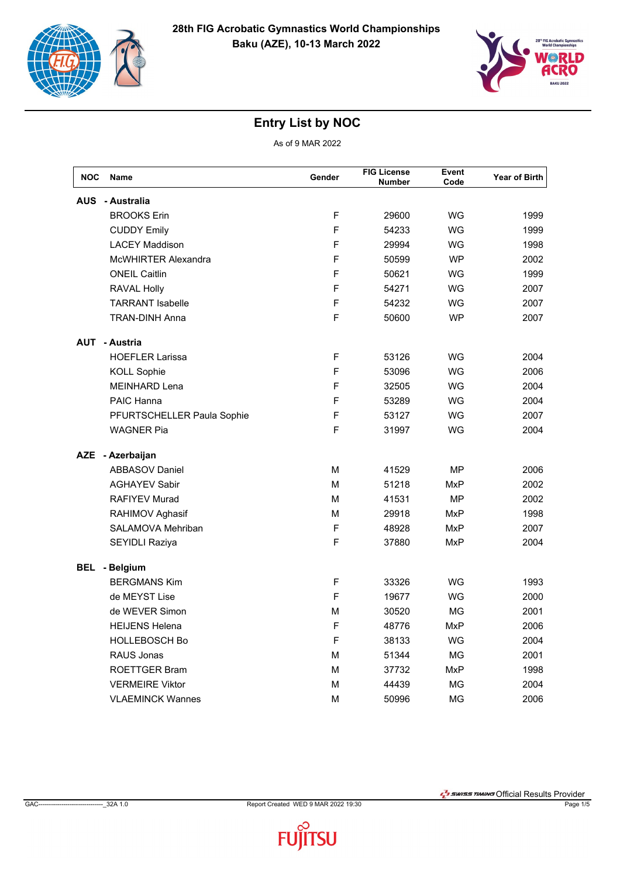# 28th FIG Acrobatic Gymnastics World Championships

**Baku (AZE), 10-13 March 2022**

## Entry List by NOC

As of 9 MAR 2022

| NOC | Name | Gender | FIG License Number | Event Code | Year of Birth |
|---|---|---|---|---|---|
| **AUS** | **- Australia** | | | | |
| | BROOKS Erin | F | 29600 | WG | 1999 |
| | CUDDY Emily | F | 54233 | WG | 1999 |
| | LACEY Maddison | F | 29994 | WG | 1998 |
| | McWHIRTER Alexandra | F | 50599 | WP | 2002 |
| | ONEIL Caitlin | F | 50621 | WG | 1999 |
| | RAVAL Holly | F | 54271 | WG | 2007 |
| | TARRANT Isabelle | F | 54232 | WG | 2007 |
| | TRAN-DINH Anna | F | 50600 | WP | 2007 |
| **AUT** | **- Austria** | | | | |
| | HOEFLER Larissa | F | 53126 | WG | 2004 |
| | KOLL Sophie | F | 53096 | WG | 2006 |
| | MEINHARD Lena | F | 32505 | WG | 2004 |
| | PAIC Hanna | F | 53289 | WG | 2004 |
| | PFURTSCHELLER Paula Sophie | F | 53127 | WG | 2007 |
| | WAGNER Pia | F | 31997 | WG | 2004 |
| **AZE** | **- Azerbaijan** | | | | |
| | ABBASOV Daniel | M | 41529 | MP | 2006 |
| | AGHAYEV Sabir | M | 51218 | MxP | 2002 |
| | RAFIYEV Murad | M | 41531 | MP | 2002 |
| | RAHIMOV Aghasif | M | 29918 | MxP | 1998 |
| | SALAMOVA Mehriban | F | 48928 | MxP | 2007 |
| | SEYIDLI Raziya | F | 37880 | MxP | 2004 |
| **BEL** | **- Belgium** | | | | |
| | BERGMANS Kim | F | 33326 | WG | 1993 |
| | de MEYST Lise | F | 19677 | WG | 2000 |
| | de WEVER Simon | M | 30520 | MG | 2001 |
| | HEIJENS Helena | F | 48776 | MxP | 2006 |
| | HOLLEBOSCH Bo | F | 38133 | WG | 2004 |
| | RAUS Jonas | M | 51344 | MG | 2001 |
| | ROETTGER Bram | M | 37732 | MxP | 1998 |
| | VERMEIRE Viktor | M | 44439 | MG | 2004 |
| | VLAEMINCK Wannes | M | 50996 | MG | 2006 |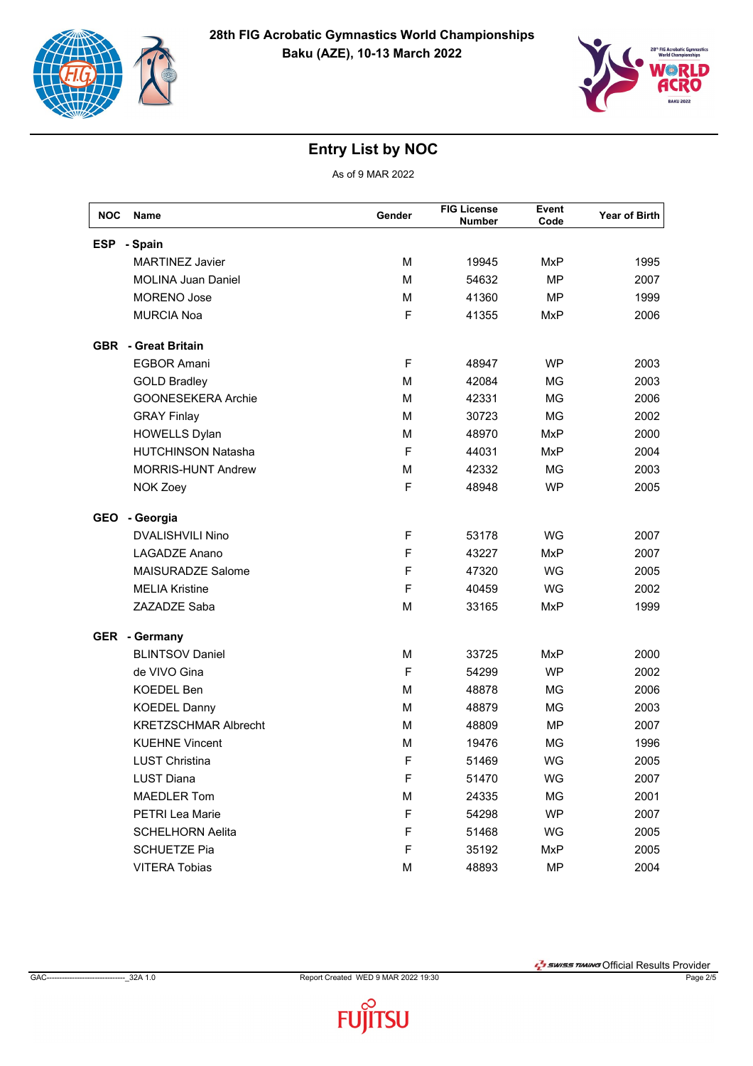**28th FIG Acrobatic Gymnastics World Championships**
**Baku (AZE), 10-13 March 2022**

## Entry List by NOC

As of 9 MAR 2022

| NOC | Name | Gender | FIG License Number | Event Code | Year of Birth |
|---|---|---|---|---|---|
| **ESP** | **- Spain** | | | | |
| | MARTINEZ Javier | M | 19945 | MxP | 1995 |
| | MOLINA Juan Daniel | M | 54632 | MP | 2007 |
| | MORENO Jose | M | 41360 | MP | 1999 |
| | MURCIA Noa | F | 41355 | MxP | 2006 |
| **GBR** | **- Great Britain** | | | | |
| | EGBOR Amani | F | 48947 | WP | 2003 |
| | GOLD Bradley | M | 42084 | MG | 2003 |
| | GOONESEKERA Archie | M | 42331 | MG | 2006 |
| | GRAY Finlay | M | 30723 | MG | 2002 |
| | HOWELLS Dylan | M | 48970 | MxP | 2000 |
| | HUTCHINSON Natasha | F | 44031 | MxP | 2004 |
| | MORRIS-HUNT Andrew | M | 42332 | MG | 2003 |
| | NOK Zoey | F | 48948 | WP | 2005 |
| **GEO** | **- Georgia** | | | | |
| | DVALISHVILI Nino | F | 53178 | WG | 2007 |
| | LAGADZE Anano | F | 43227 | MxP | 2007 |
| | MAISURADZE Salome | F | 47320 | WG | 2005 |
| | MELIA Kristine | F | 40459 | WG | 2002 |
| | ZAZADZE Saba | M | 33165 | MxP | 1999 |
| **GER** | **- Germany** | | | | |
| | BLINTSOV Daniel | M | 33725 | MxP | 2000 |
| | de VIVO Gina | F | 54299 | WP | 2002 |
| | KOEDEL Ben | M | 48878 | MG | 2006 |
| | KOEDEL Danny | M | 48879 | MG | 2003 |
| | KRETZSCHMAR Albrecht | M | 48809 | MP | 2007 |
| | KUEHNE Vincent | M | 19476 | MG | 1996 |
| | LUST Christina | F | 51469 | WG | 2005 |
| | LUST Diana | F | 51470 | WG | 2007 |
| | MAEDLER Tom | M | 24335 | MG | 2001 |
| | PETRI Lea Marie | F | 54298 | WP | 2007 |
| | SCHELHORN Aelita | F | 51468 | WG | 2005 |
| | SCHUETZE Pia | F | 35192 | MxP | 2005 |
| | VITERA Tobias | M | 48893 | MP | 2004 |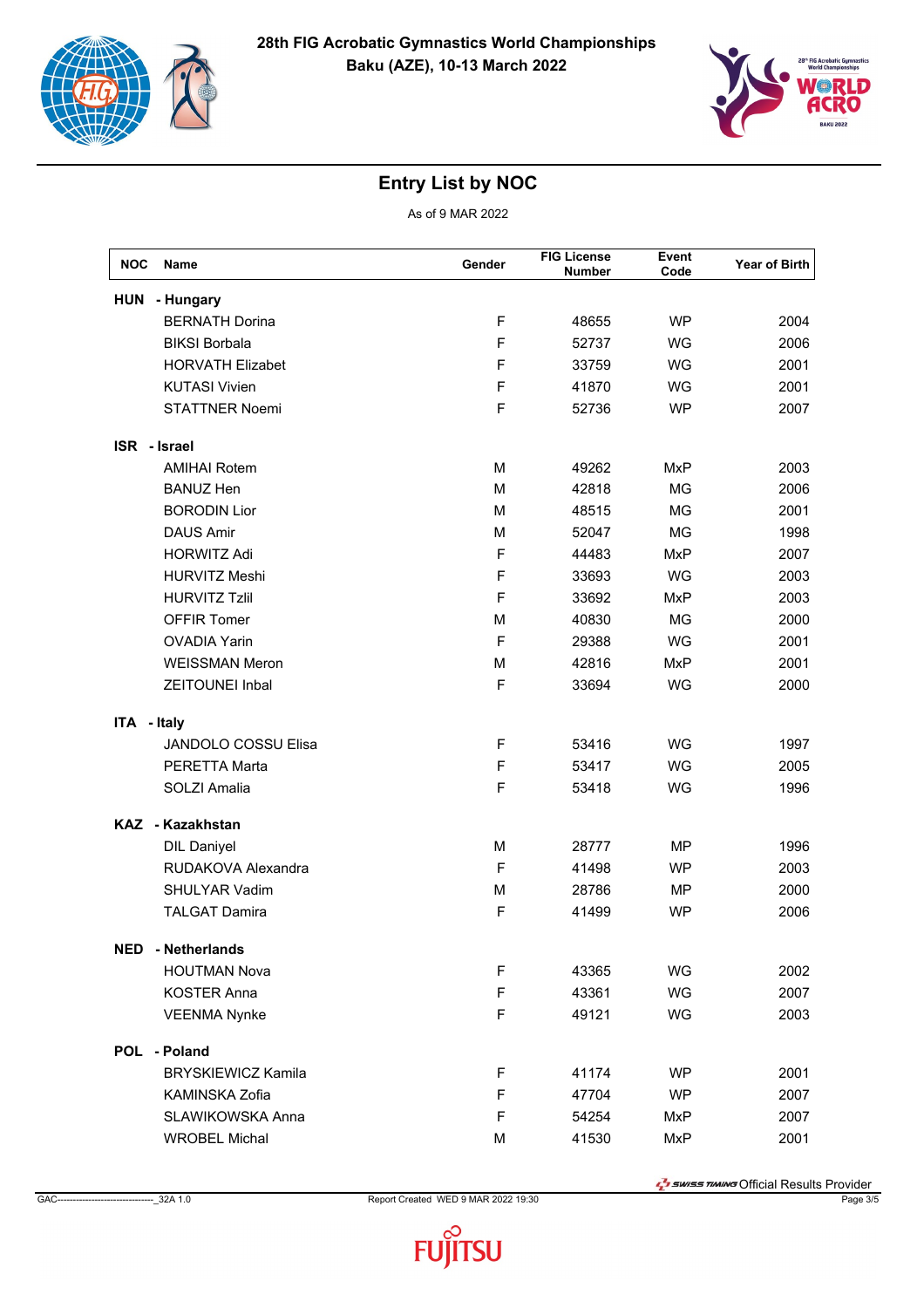**28th FIG Acrobatic Gymnastics World Championships**
**Baku (AZE), 10-13 March 2022**

## Entry List by NOC

As of 9 MAR 2022

| NOC | Name | Gender | FIG License Number | Event Code | Year of Birth |
|---|---|---|---|---|---|
| **HUN - Hungary** | | | | | |
| | BERNATH Dorina | F | 48655 | WP | 2004 |
| | BIKSI Borbala | F | 52737 | WG | 2006 |
| | HORVATH Elizabet | F | 33759 | WG | 2001 |
| | KUTASI Vivien | F | 41870 | WG | 2001 |
| | STATTNER Noemi | F | 52736 | WP | 2007 |
| **ISR - Israel** | | | | | |
| | AMIHAI Rotem | M | 49262 | MxP | 2003 |
| | BANUZ Hen | M | 42818 | MG | 2006 |
| | BORODIN Lior | M | 48515 | MG | 2001 |
| | DAUS Amir | M | 52047 | MG | 1998 |
| | HORWITZ Adi | F | 44483 | MxP | 2007 |
| | HURVITZ Meshi | F | 33693 | WG | 2003 |
| | HURVITZ Tzlil | F | 33692 | MxP | 2003 |
| | OFFIR Tomer | M | 40830 | MG | 2000 |
| | OVADIA Yarin | F | 29388 | WG | 2001 |
| | WEISSMAN Meron | M | 42816 | MxP | 2001 |
| | ZEITOUNEI Inbal | F | 33694 | WG | 2000 |
| **ITA - Italy** | | | | | |
| | JANDOLO COSSU Elisa | F | 53416 | WG | 1997 |
| | PERETTA Marta | F | 53417 | WG | 2005 |
| | SOLZI Amalia | F | 53418 | WG | 1996 |
| **KAZ - Kazakhstan** | | | | | |
| | DIL Daniyel | M | 28777 | MP | 1996 |
| | RUDAKOVA Alexandra | F | 41498 | WP | 2003 |
| | SHULYAR Vadim | M | 28786 | MP | 2000 |
| | TALGAT Damira | F | 41499 | WP | 2006 |
| **NED - Netherlands** | | | | | |
| | HOUTMAN Nova | F | 43365 | WG | 2002 |
| | KOSTER Anna | F | 43361 | WG | 2007 |
| | VEENMA Nynke | F | 49121 | WG | 2003 |
| **POL - Poland** | | | | | |
| | BRYSKIEWICZ Kamila | F | 41174 | WP | 2001 |
| | KAMINSKA Zofia | F | 47704 | WP | 2007 |
| | SLAWIKOWSKA Anna | F | 54254 | MxP | 2007 |
| | WROBEL Michal | M | 41530 | MxP | 2001 |

Report Created WED 9 MAR 2022 19:30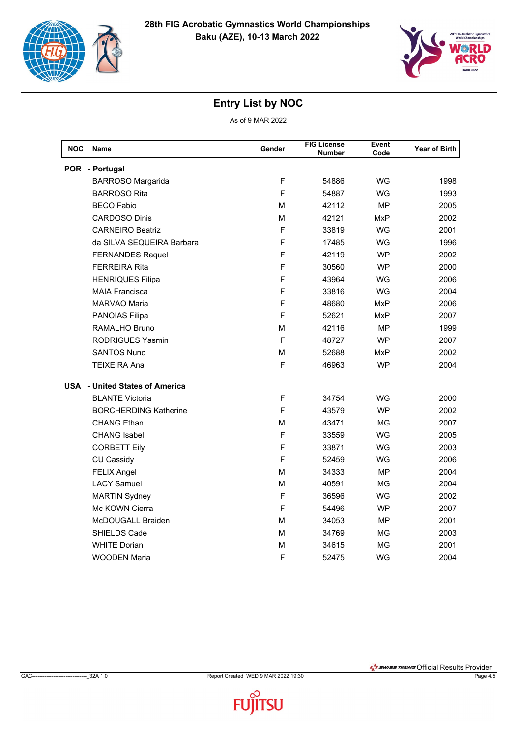28th FIG Acrobatic Gymnastics World Championships
Baku (AZE), 10-13 March 2022

## Entry List by NOC

As of 9 MAR 2022

| NOC | Name | Gender | FIG License Number | Event Code | Year of Birth |
|---|---|---|---|---|---|
| **POR** | **- Portugal** | | | | |
| | BARROSO Margarida | F | 54886 | WG | 1998 |
| | BARROSO Rita | F | 54887 | WG | 1993 |
| | BECO Fabio | M | 42112 | MP | 2005 |
| | CARDOSO Dinis | M | 42121 | MxP | 2002 |
| | CARNEIRO Beatriz | F | 33819 | WG | 2001 |
| | da SILVA SEQUEIRA Barbara | F | 17485 | WG | 1996 |
| | FERNANDES Raquel | F | 42119 | WP | 2002 |
| | FERREIRA Rita | F | 30560 | WP | 2000 |
| | HENRIQUES Filipa | F | 43964 | WG | 2006 |
| | MAIA Francisca | F | 33816 | WG | 2004 |
| | MARVAO Maria | F | 48680 | MxP | 2006 |
| | PANOIAS Filipa | F | 52621 | MxP | 2007 |
| | RAMALHO Bruno | M | 42116 | MP | 1999 |
| | RODRIGUES Yasmin | F | 48727 | WP | 2007 |
| | SANTOS Nuno | M | 52688 | MxP | 2002 |
| | TEIXEIRA Ana | F | 46963 | WP | 2004 |
| **USA** | **- United States of America** | | | | |
| | BLANTE Victoria | F | 34754 | WG | 2000 |
| | BORCHERDING Katherine | F | 43579 | WP | 2002 |
| | CHANG Ethan | M | 43471 | MG | 2007 |
| | CHANG Isabel | F | 33559 | WG | 2005 |
| | CORBETT Eily | F | 33871 | WG | 2003 |
| | CU Cassidy | F | 52459 | WG | 2006 |
| | FELIX Angel | M | 34333 | MP | 2004 |
| | LACY Samuel | M | 40591 | MG | 2004 |
| | MARTIN Sydney | F | 36596 | WG | 2002 |
| | Mc KOWN Cierra | F | 54496 | WP | 2007 |
| | McDOUGALL Braiden | M | 34053 | MP | 2001 |
| | SHIELDS Cade | M | 34769 | MG | 2003 |
| | WHITE Dorian | M | 34615 | MG | 2001 |
| | WOODEN Maria | F | 52475 | WG | 2004 |

GAC-------------------------------_32A 1.0 Report Created WED 9 MAR 2022 19:30

SWISS TIMING Official Results Provider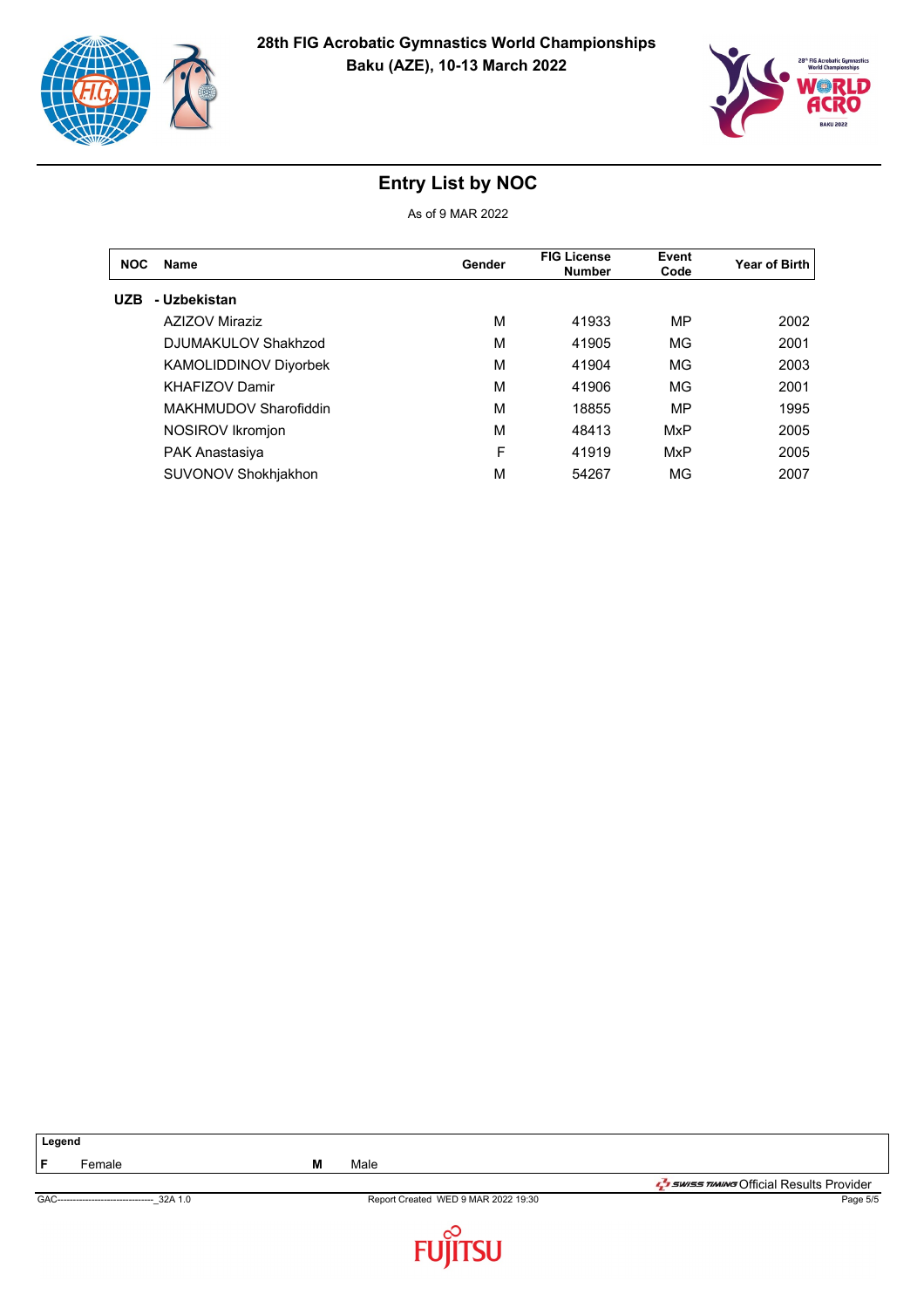# Entry List by NOC

As of 9 MAR 2022

| NOC | Name | Gender | FIG License Number | Event Code | Year of Birth |
|---|---|---|---|---|---|
| **UZB** | **- Uzbekistan** | | | | |
| | AZIZOV Miraziz | M | 41933 | MP | 2002 |
| | DJUMAKULOV Shakhzod | M | 41905 | MG | 2001 |
| | KAMOLIDDINOV Diyorbek | M | 41904 | MG | 2003 |
| | KHAFIZOV Damir | M | 41906 | MG | 2001 |
| | MAKHMUDOV Sharofiddin | M | 18855 | MP | 1995 |
| | NOSIROV Ikromjon | M | 48413 | MxP | 2005 |
| | PAK Anastasiya | F | 41919 | MxP | 2005 |
| | SUVONOV Shokhjakhon | M | 54267 | MG | 2007 |

**Legend**

| | | | |
|---|---|---|---|
| **F** | Female | **M** | Male |